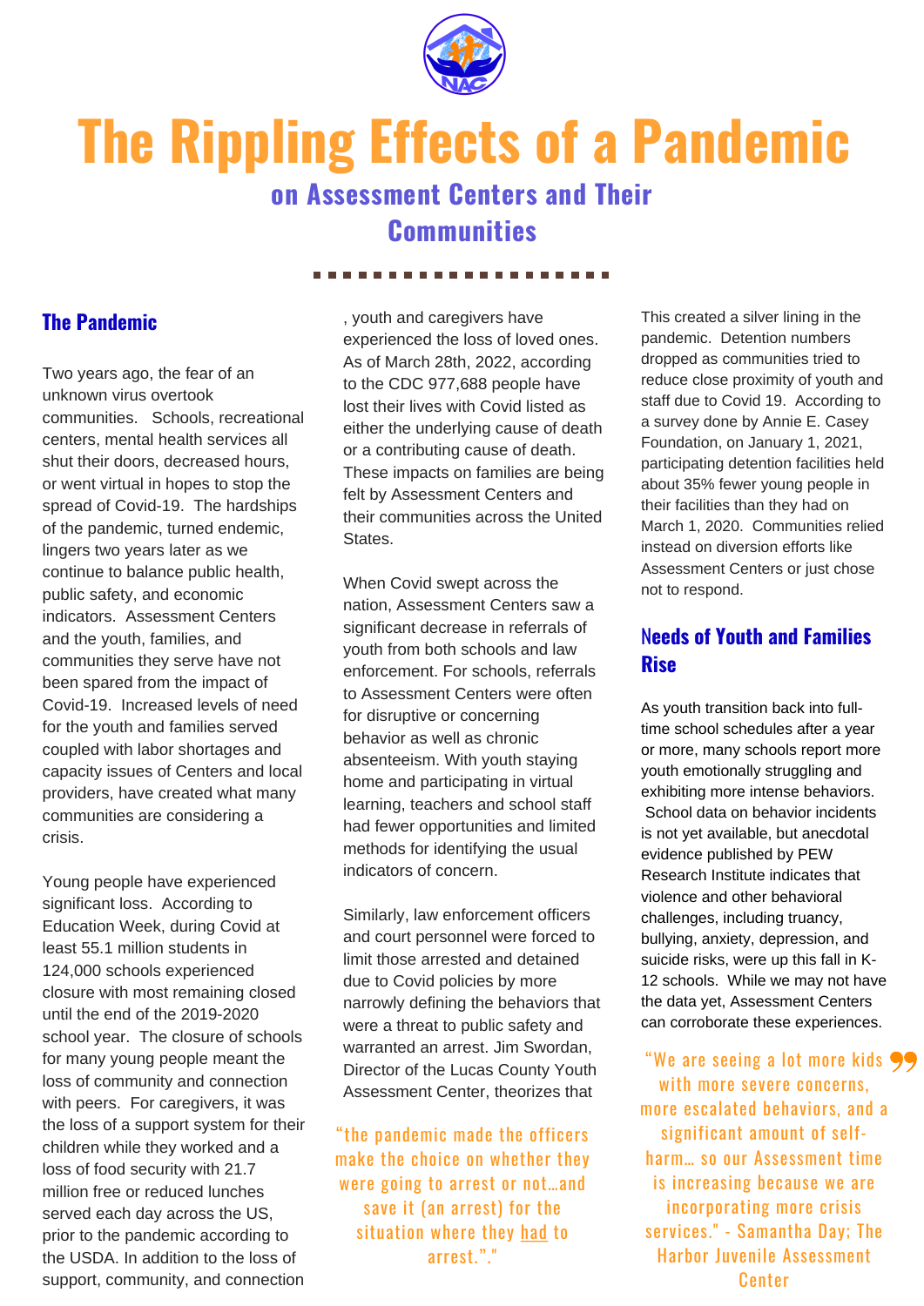# The Rippling Effects of a Pandemic

## on Assessment Centers and Their Communities

### The Pandemic

Two years ago, the fear of an unknown virus overtook communities. Schools, recreational centers, mental health services all shut their doors, decreased hours, or went virtual in hopes to stop the spread of Covid-19. The hardships of the pandemic, turned endemic, lingers two years later as we continue to balance public health, public safety, and economic indicators. Assessment Centers and the youth, families, and communities they serve have not been spared from the impact of Covid-19. Increased levels of need for the youth and families served coupled with labor shortages and capacity issues of Centers and local providers, have created what many communities are considering a crisis.

Young people have experienced significant loss. According to Education Week, during Covid at least 55.1 million students in 124,000 schools experienced closure with most remaining closed until the end of the 2019-2020 school year. The closure of schools for many young people meant the loss of community and connection with peers. For caregivers, it was the loss of a support system for their children while they worked and a loss of food security with 21.7 million free or reduced lunches served each day across the US, prior to the pandemic according to the USDA. In addition to the loss of support, community, and connection, youth and caregivers have experienced the loss of loved ones. As of March 28th, 2022, according to the CDC 977,688 people have lost their lives with Covid listed as either the underlying cause of death or a contributing cause of death. These impacts on families are being felt by Assessment Centers and their communities across the United States.

When Covid swept across the nation, Assessment Centers saw a significant decrease in referrals of youth from both schools and law enforcement. For schools, referrals to Assessment Centers were often for disruptive or concerning behavior as well as chronic absenteeism. With youth staying home and participating in virtual learning, teachers and school staff had fewer opportunities and limited methods for identifying the usual indicators of concern.

Similarly, law enforcement officers and court personnel were forced to limit those arrested and detained due to Covid policies by more narrowly defining the behaviors that were a threat to public safety and warranted an arrest. Jim Swordan, Director of the Lucas County Youth Assessment Center, theorizes that

> "the pandemic made the officers make the choice on whether they were going to arrest or not…and save it (an arrest) for the situation where they had to arrest."."

This created a silver lining in the pandemic. Detention numbers dropped as communities tried to reduce close proximity of youth and staff due to Covid 19. According to a survey done by Annie E. Casey Foundation, on January 1, 2021, participating detention facilities held about 35% fewer young people in their facilities than they had on March 1, 2020. Communities relied instead on diversion efforts like Assessment Centers or just chose not to respond.

### Needs of Youth and Families Rise

As youth transition back into full-time school schedules after a year or more, many schools report more youth emotionally struggling and exhibiting more intense behaviors. School data on behavior incidents is not yet available, but anecdotal evidence published by PEW Research Institute indicates that violence and other behavioral challenges, including truancy, bullying, anxiety, depression, and suicide risks, were up this fall in K-12 schools. While we may not have the data yet, Assessment Centers can corroborate these experiences.

> "We are seeing a lot more kids with more severe concerns, more escalated behaviors, and a significant amount of self-harm… so our Assessment time is increasing because we are incorporating more crisis services." - Samantha Day; The Harbor Juvenile Assessment Center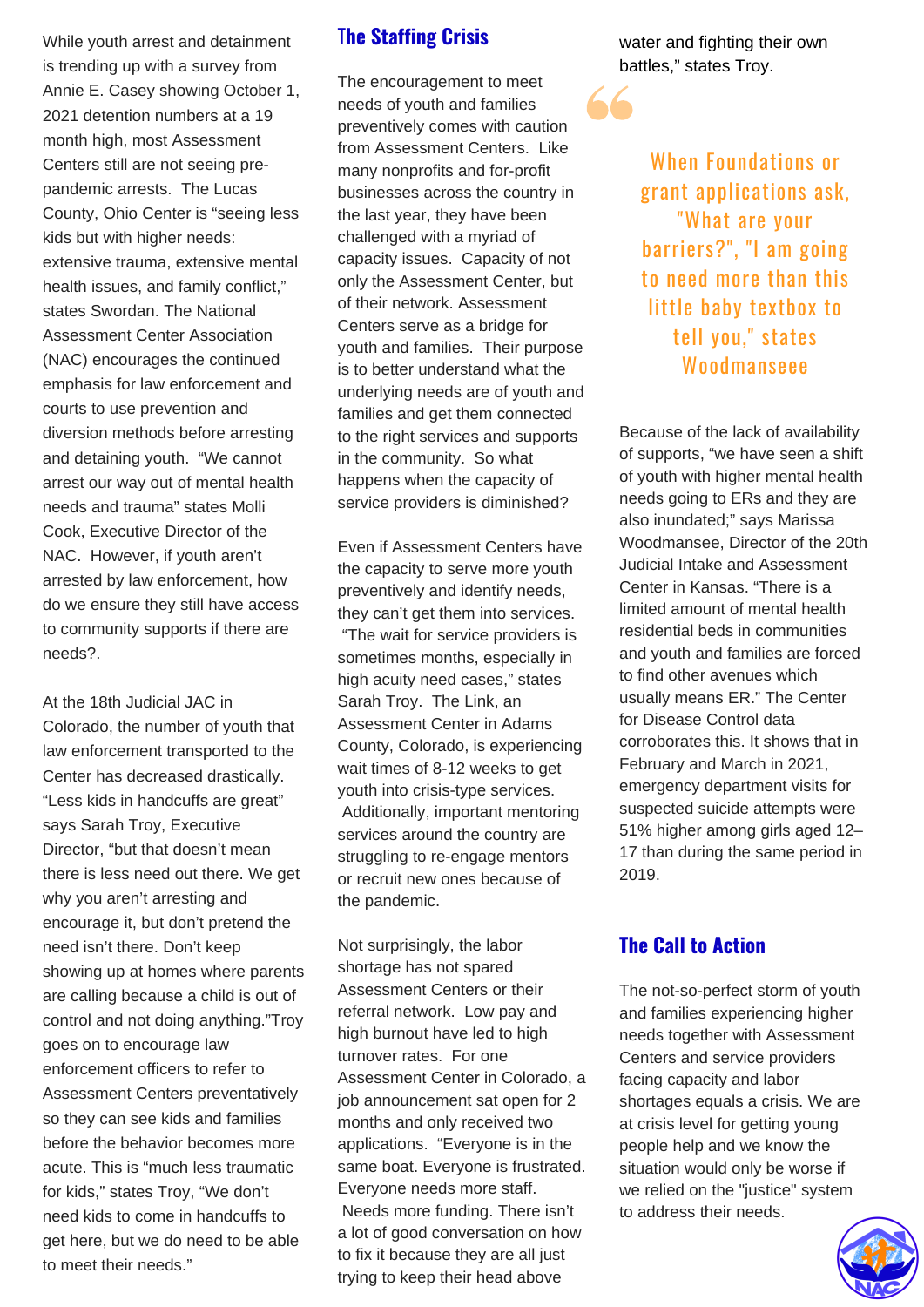While youth arrest and detainment is trending up with a survey from Annie E. Casey showing October 1, 2021 detention numbers at a 19 month high, most Assessment Centers still are not seeing pre-pandemic arrests. The Lucas County, Ohio Center is "seeing less kids but with higher needs: extensive trauma, extensive mental health issues, and family conflict," states Swordan. The National Assessment Center Association (NAC) encourages the continued emphasis for law enforcement and courts to use prevention and diversion methods before arresting and detaining youth. "We cannot arrest our way out of mental health needs and trauma" states Molli Cook, Executive Director of the NAC. However, if youth aren't arrested by law enforcement, how do we ensure they still have access to community supports if there are needs?.

At the 18th Judicial JAC in Colorado, the number of youth that law enforcement transported to the Center has decreased drastically. "Less kids in handcuffs are great" says Sarah Troy, Executive Director, "but that doesn't mean there is less need out there. We get why you aren't arresting and encourage it, but don't pretend the need isn't there. Don't keep showing up at homes where parents are calling because a child is out of control and not doing anything."Troy goes on to encourage law enforcement officers to refer to Assessment Centers preventatively so they can see kids and families before the behavior becomes more acute. This is "much less traumatic for kids," states Troy, "We don't need kids to come in handcuffs to get here, but we do need to be able to meet their needs."

## The Staffing Crisis

The encouragement to meet needs of youth and families preventively comes with caution from Assessment Centers. Like many nonprofits and for-profit businesses across the country in the last year, they have been challenged with a myriad of capacity issues. Capacity of not only the Assessment Center, but of their network. Assessment Centers serve as a bridge for youth and families. Their purpose is to better understand what the underlying needs are of youth and families and get them connected to the right services and supports in the community. So what happens when the capacity of service providers is diminished?

Even if Assessment Centers have the capacity to serve more youth preventively and identify needs, they can't get them into services. "The wait for service providers is sometimes months, especially in high acuity need cases," states Sarah Troy. The Link, an Assessment Center in Adams County, Colorado, is experiencing wait times of 8-12 weeks to get youth into crisis-type services. Additionally, important mentoring services around the country are struggling to re-engage mentors or recruit new ones because of the pandemic.

Not surprisingly, the labor shortage has not spared Assessment Centers or their referral network. Low pay and high burnout have led to high turnover rates. For one Assessment Center in Colorado, a job announcement sat open for 2 months and only received two applications. "Everyone is in the same boat. Everyone is frustrated. Everyone needs more staff. Needs more funding. There isn't a lot of good conversation on how to fix it because they are all just trying to keep their head above water and fighting their own battles," states Troy.

> When Foundations or grant applications ask, "What are your barriers?", "I am going to need more than this little baby textbox to tell you," states Woodmanseee

Because of the lack of availability of supports, "we have seen a shift of youth with higher mental health needs going to ERs and they are also inundated;" says Marissa Woodmansee, Director of the 20th Judicial Intake and Assessment Center in Kansas. "There is a limited amount of mental health residential beds in communities and youth and families are forced to find other avenues which usually means ER." The Center for Disease Control data corroborates this. It shows that in February and March in 2021, emergency department visits for suspected suicide attempts were 51% higher among girls aged 12–17 than during the same period in 2019.

## The Call to Action

The not-so-perfect storm of youth and families experiencing higher needs together with Assessment Centers and service providers facing capacity and labor shortages equals a crisis. We are at crisis level for getting young people help and we know the situation would only be worse if we relied on the "justice" system to address their needs.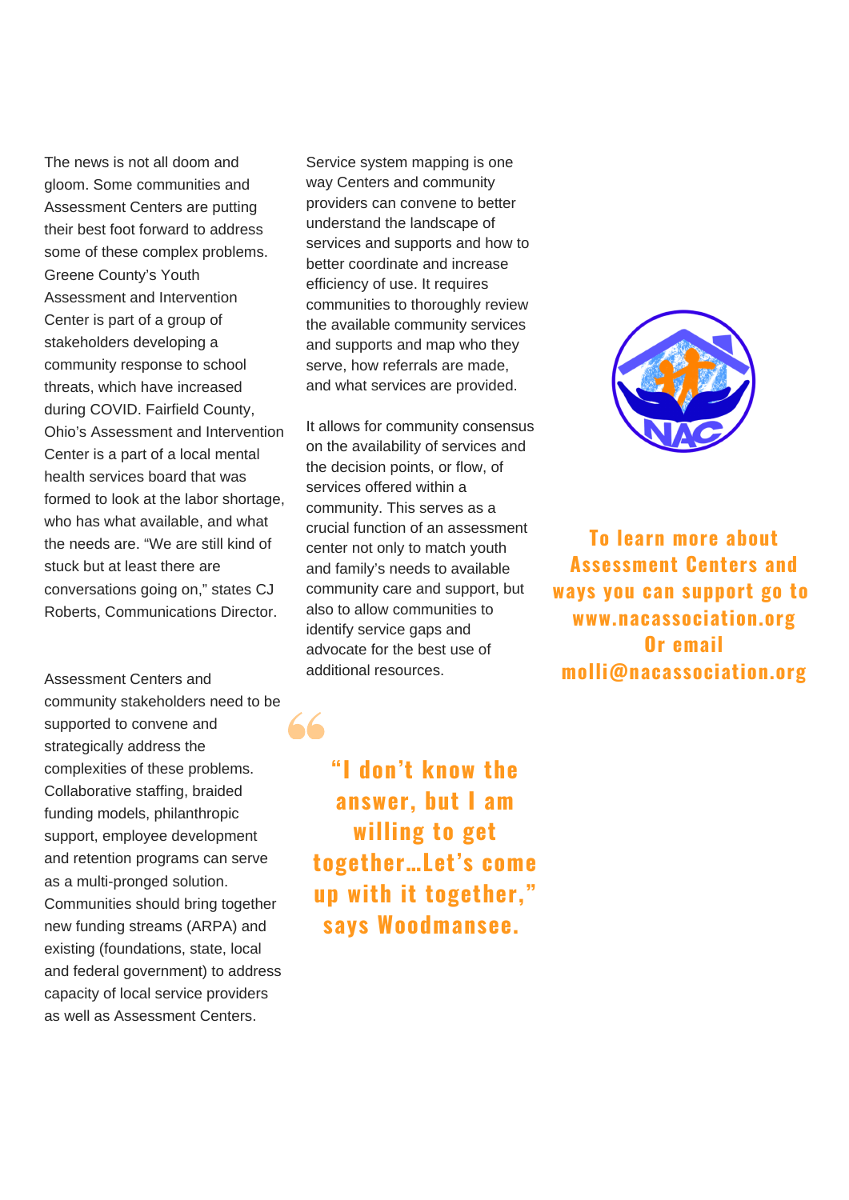The news is not all doom and gloom. Some communities and Assessment Centers are putting their best foot forward to address some of these complex problems. Greene County's Youth Assessment and Intervention Center is part of a group of stakeholders developing a community response to school threats, which have increased during COVID. Fairfield County, Ohio's Assessment and Intervention Center is a part of a local mental health services board that was formed to look at the labor shortage, who has what available, and what the needs are. "We are still kind of stuck but at least there are conversations going on," states CJ Roberts, Communications Director.

Assessment Centers and community stakeholders need to be supported to convene and strategically address the complexities of these problems. Collaborative staffing, braided funding models, philanthropic support, employee development and retention programs can serve as a multi-pronged solution. Communities should bring together new funding streams (ARPA) and existing (foundations, state, local and federal government) to address capacity of local service providers as well as Assessment Centers.

Service system mapping is one way Centers and community providers can convene to better understand the landscape of services and supports and how to better coordinate and increase efficiency of use. It requires communities to thoroughly review the available community services and supports and map who they serve, how referrals are made, and what services are provided.

It allows for community consensus on the availability of services and the decision points, or flow, of services offered within a community. This serves as a crucial function of an assessment center not only to match youth and family's needs to available community care and support, but also to allow communities to identify service gaps and advocate for the best use of additional resources.

> **"I don't know the answer, but I am willing to get together...Let's come up with it together," says Woodmansee.**

**To learn more about Assessment Centers and ways you can support go to www.nacassociation.org Or email molli@nacassociation.org**